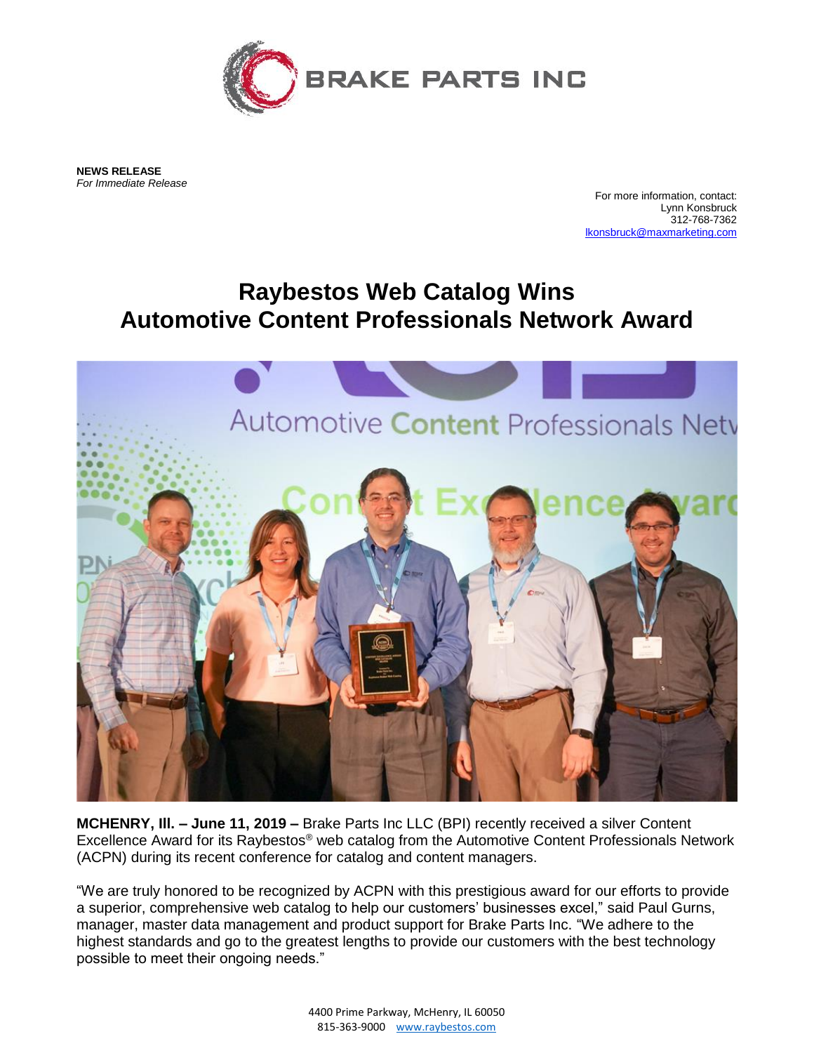BRAKE PARTS INC

**NEWS RELEASE**
*For Immediate Release*

For more information, contact:
Lynn Konsbruck
312-768-7362
lkonsbruck@maxmarketing.com

# Raybestos Web Catalog Wins Automotive Content Professionals Network Award

**MCHENRY, Ill. – June 11, 2019 –** Brake Parts Inc LLC (BPI) recently received a silver Content Excellence Award for its Raybestos® web catalog from the Automotive Content Professionals Network (ACPN) during its recent conference for catalog and content managers.

"We are truly honored to be recognized by ACPN with this prestigious award for our efforts to provide a superior, comprehensive web catalog to help our customers' businesses excel," said Paul Gurns, manager, master data management and product support for Brake Parts Inc. "We adhere to the highest standards and go to the greatest lengths to provide our customers with the best technology possible to meet their ongoing needs."

4400 Prime Parkway, McHenry, IL 60050
815-363-9000 www.raybestos.com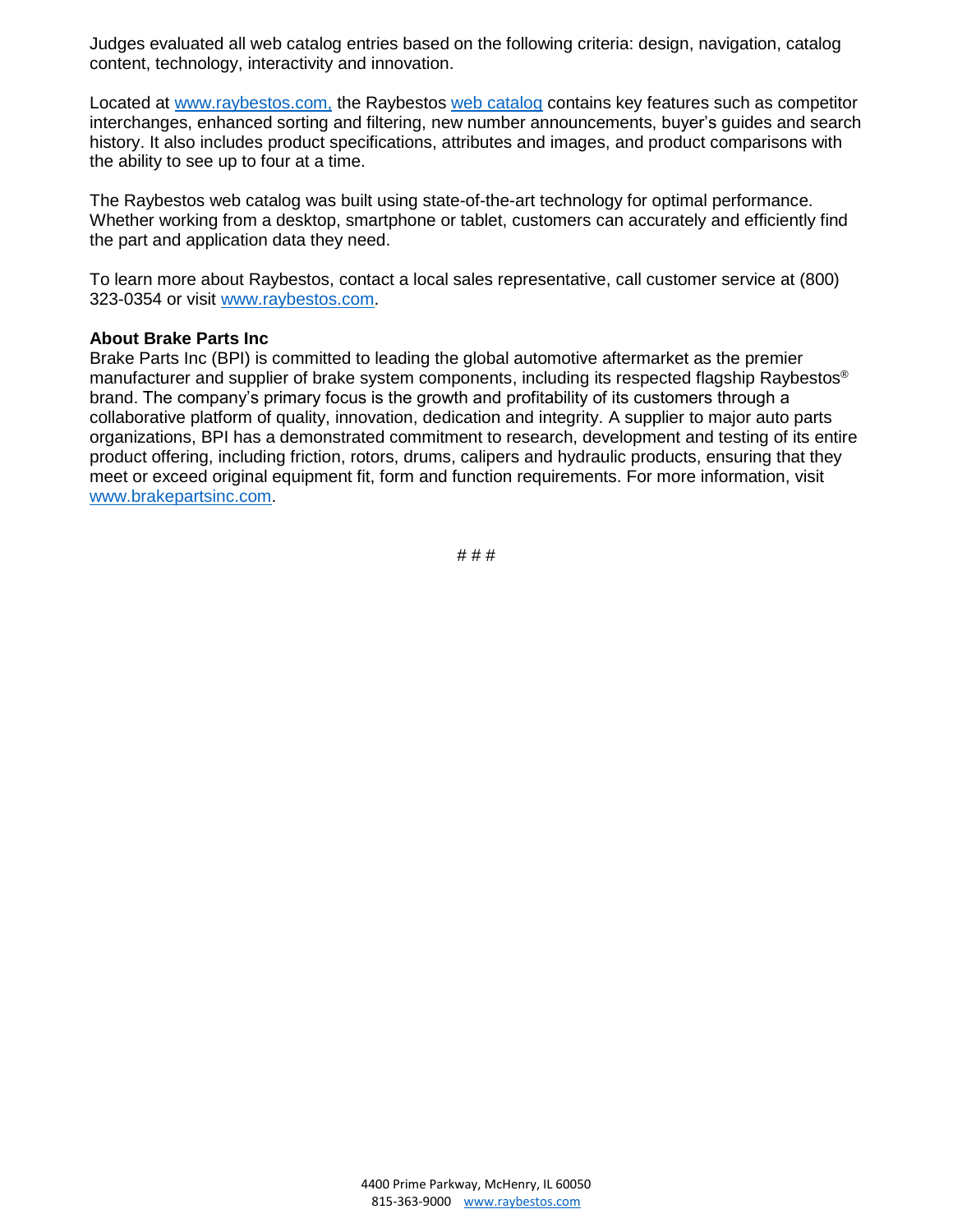Judges evaluated all web catalog entries based on the following criteria: design, navigation, catalog content, technology, interactivity and innovation.

Located at www.raybestos.com, the Raybestos web catalog contains key features such as competitor interchanges, enhanced sorting and filtering, new number announcements, buyer's guides and search history. It also includes product specifications, attributes and images, and product comparisons with the ability to see up to four at a time.

The Raybestos web catalog was built using state-of-the-art technology for optimal performance. Whether working from a desktop, smartphone or tablet, customers can accurately and efficiently find the part and application data they need.

To learn more about Raybestos, contact a local sales representative, call customer service at (800) 323-0354 or visit www.raybestos.com.

**About Brake Parts Inc**

Brake Parts Inc (BPI) is committed to leading the global automotive aftermarket as the premier manufacturer and supplier of brake system components, including its respected flagship Raybestos® brand. The company's primary focus is the growth and profitability of its customers through a collaborative platform of quality, innovation, dedication and integrity. A supplier to major auto parts organizations, BPI has a demonstrated commitment to research, development and testing of its entire product offering, including friction, rotors, drums, calipers and hydraulic products, ensuring that they meet or exceed original equipment fit, form and function requirements. For more information, visit www.brakepartsinc.com.

# # #